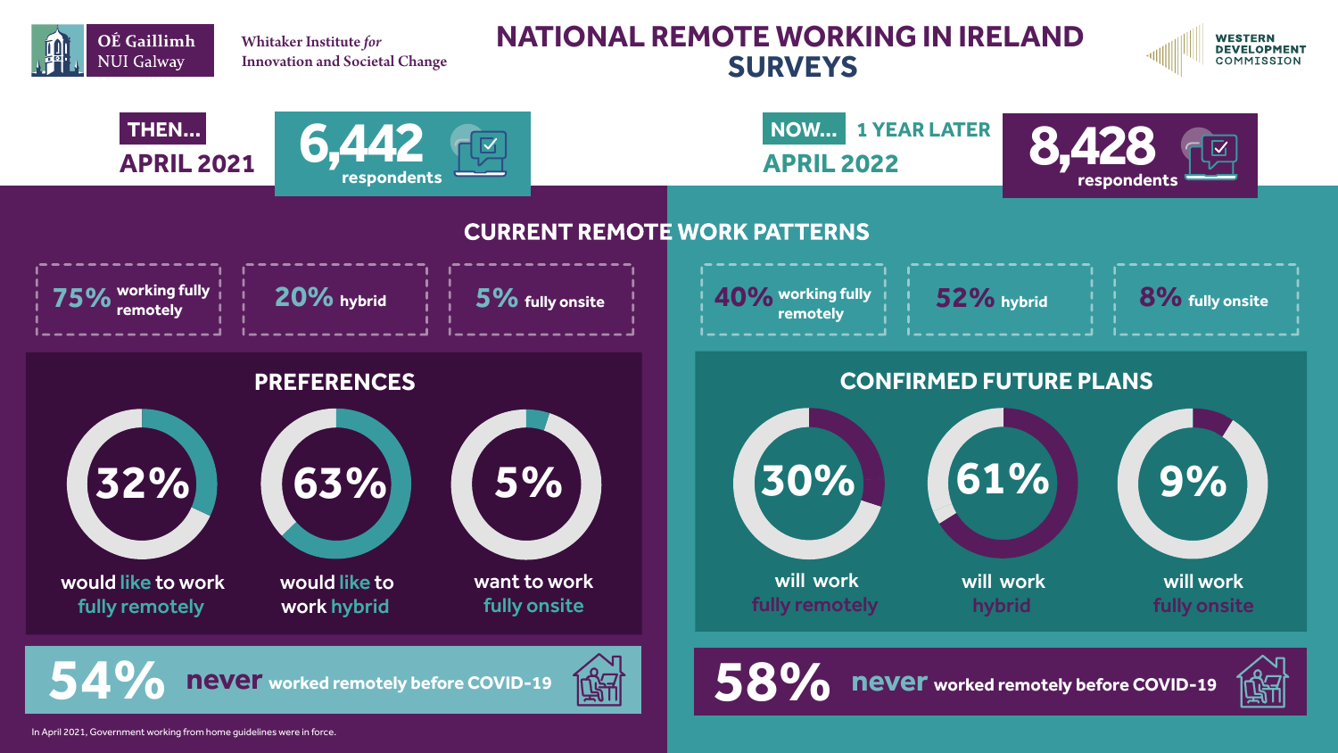OÉ Gaillimh NUI Galway

Whitaker Institute *for* Innovation and Societal Change

# NATIONAL REMOTE WORKING IN IRELAND SURVEYS

WESTERN DEVELOPMENT COMMISSION

**THEN...** APRIL 2021 — **6,442** respondents

**NOW...** 1 YEAR LATER — APRIL 2022 — **8,428** respondents

## CURRENT REMOTE WORK PATTERNS

| | April 2021 | April 2022 |
|---|---|---|
| Working fully remotely | 75% | 40% |
| Hybrid | 20% | 52% |
| Fully onsite | 5% | 8% |

## PREFERENCES (April 2021)

- **32%** would like to work fully remotely
- **63%** would like to work hybrid
- **5%** want to work fully onsite

## CONFIRMED FUTURE PLANS (April 2022)

- **30%** will work fully remotely
- **61%** will work hybrid
- **9%** will work fully onsite

**54%** never worked remotely before COVID-19 (April 2021)

**58%** never worked remotely before COVID-19 (April 2022)

In April 2021, Government working from home guidelines were in force.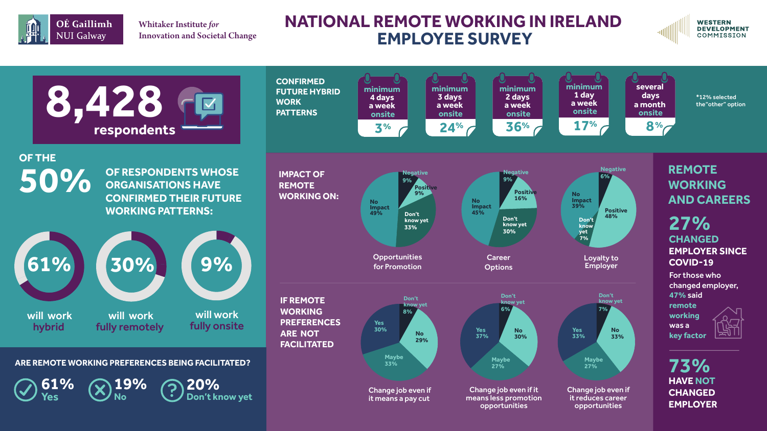OÉ Gaillimh NUI Galway

Whitaker Institute *for* Innovation and Societal Change

# NATIONAL REMOTE WORKING IN IRELAND EMPLOYEE SURVEY

WESTERN DEVELOPMENT COMMISSION

## 8,428 respondents

### OF THE 50% OF RESPONDENTS WHOSE ORGANISATIONS HAVE CONFIRMED THEIR FUTURE WORKING PATTERNS:

- **61%** will work hybrid
- **30%** will work fully remotely
- **9%** will work fully onsite

### ARE REMOTE WORKING PREFERENCES BEING FACILITATED?

- **61%** Yes
- **19%** No
- **20%** Don't know yet

### CONFIRMED FUTURE HYBRID WORK PATTERNS

| minimum 4 days a week onsite | minimum 3 days a week onsite | minimum 2 days a week onsite | minimum 1 day a week onsite | several days a month onsite |
|---|---|---|---|---|
| 3% | 24% | 36% | 17% | 8% |

*12% selected the "other" option

### IMPACT OF REMOTE WORKING ON:

| | Negative | Positive | No Impact | Don't know yet |
|---|---|---|---|---|
| Opportunities for Promotion | 9% | 9% | 49% | 33% |
| Career Options | 9% | 16% | 45% | 30% |
| Loyalty to Employer | 6% | 48% | 39% | 7% |

### IF REMOTE WORKING PREFERENCES ARE NOT FACILITATED

| | Yes | No | Maybe | Don't know yet |
|---|---|---|---|---|
| Change job even if it means a pay cut | 30% | 29% | 33% | 8% |
| Change job even if it means less promotion opportunities | 37% | 30% | 27% | 6% |
| Change job even if it reduces career opportunities | 33% | 33% | 27% | 7% |

### REMOTE WORKING AND CAREERS

**27%** CHANGED EMPLOYER SINCE COVID-19

For those who changed employer, 47% said remote working was a key factor

**73%** HAVE NOT CHANGED EMPLOYER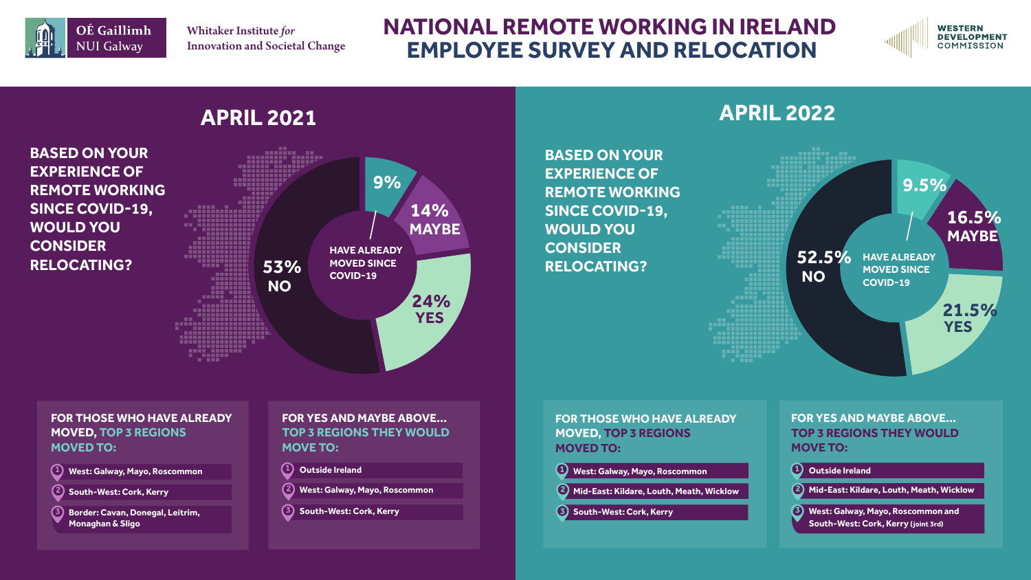OÉ Gaillimh NUI Galway

Whitaker Institute *for* Innovation and Societal Change

# NATIONAL REMOTE WORKING IN IRELAND EMPLOYEE SURVEY AND RELOCATION

WESTERN DEVELOPMENT COMMISSION

## APRIL 2021

**BASED ON YOUR EXPERIENCE OF REMOTE WORKING SINCE COVID-19, WOULD YOU CONSIDER RELOCATING?**

9%
HAVE ALREADY MOVED SINCE COVID-19
14% MAYBE
24% YES
53% NO

### FOR THOSE WHO HAVE ALREADY MOVED, TOP 3 REGIONS MOVED TO:

1. West: Galway, Mayo, Roscommon
2. South-West: Cork, Kerry
3. Border: Cavan, Donegal, Leitrim, Monaghan & Sligo

### FOR YES AND MAYBE ABOVE... TOP 3 REGIONS THEY WOULD MOVE TO:

1. Outside Ireland
2. West: Galway, Mayo, Roscommon
3. South-West: Cork, Kerry

## APRIL 2022

**BASED ON YOUR EXPERIENCE OF REMOTE WORKING SINCE COVID-19, WOULD YOU CONSIDER RELOCATING?**

9.5%
HAVE ALREADY MOVED SINCE COVID-19
16.5% MAYBE
21.5% YES
52.5% NO

### FOR THOSE WHO HAVE ALREADY MOVED, TOP 3 REGIONS MOVED TO:

1. West: Galway, Mayo, Roscommon
2. Mid-East: Kildare, Louth, Meath, Wicklow
3. South-West: Cork, Kerry

### FOR YES AND MAYBE ABOVE... TOP 3 REGIONS THEY WOULD MOVE TO:

1. Outside Ireland
2. Mid-East: Kildare, Louth, Meath, Wicklow
3. West: Galway, Mayo, Roscommon and South-West: Cork, Kerry (joint 3rd)